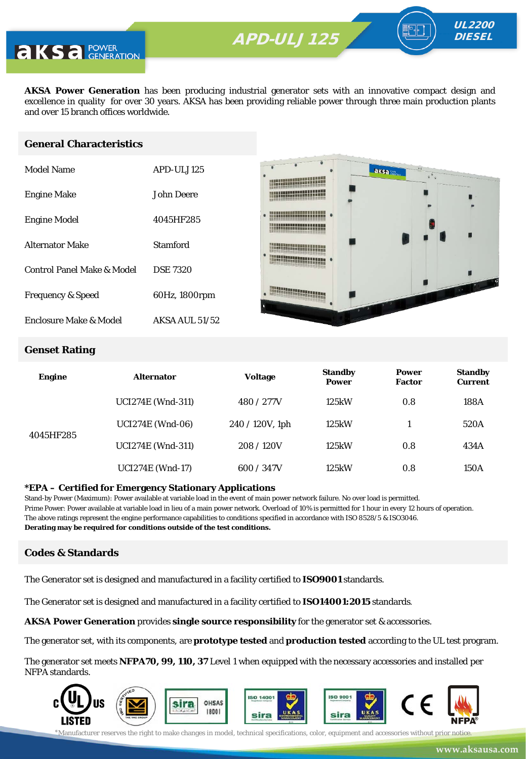# APD-ULJ 125

**UL2200 DIESEL**

**AKSA Power Generation** has been producing industrial generator sets with an innovative compact design and excellence in quality for over 30 years. AKSA has been providing reliable power through three main production plants and over 15 branch offices worldwide.

## General Characteristics

| | |
|---|---|
| Model Name | APD-ULJ 125 |
| Engine Make | John Deere |
| Engine Model | 4045HF285 |
| Alternator Make | Stamford |
| Control Panel Make & Model | DSE 7320 |
| Frequency & Speed | 60Hz, 1800rpm |
| Enclosure Make & Model | AKSA AUL 51/52 |

## Genset Rating

| Engine | Alternator | Voltage | Standby Power | Power Factor | Standby Current |
|---|---|---|---|---|---|
| 4045HF285 | UCI274E (Wnd-311) | 480 / 277V | 125kW | 0.8 | 188A |
| | UCI274E (Wnd-06) | 240 / 120V, 1ph | 125kW | 1 | 520A |
| | UCI274E (Wnd-311) | 208 / 120V | 125kW | 0.8 | 434A |
| | UCI274E (Wnd-17) | 600 / 347V | 125kW | 0.8 | 150A |

**\*EPA – Certified for Emergency Stationary Applications**

Stand-by Power (Maximum): Power available at variable load in the event of main power network failure. No over load is permitted.
Prime Power: Power available at variable load in lieu of a main power network. Overload of 10% is permitted for 1 hour in every 12 hours of operation.
The above ratings represent the engine performance capabilities to conditions specified in accordance with ISO 8528/5 & ISO3046.
**Derating may be required for conditions outside of the test conditions.**

## Codes & Standards

The Generator set is designed and manufactured in a facility certified to **ISO9001** standards.

The Generator set is designed and manufactured in a facility certified to **ISO14001:2015** standards.

**AKSA Power Generation** provides **single source responsibility** for the generator set & accessories.

The generator set, with its components, are **prototype tested** and **production tested** according to the UL test program.

The generator set meets **NFPA70, 99, 110, 37** Level 1 when equipped with the necessary accessories and installed per NFPA standards.

*Manufacturer reserves the right to make changes in model, technical specifications, color, equipment and accessories without prior notice.

www.aksausa.com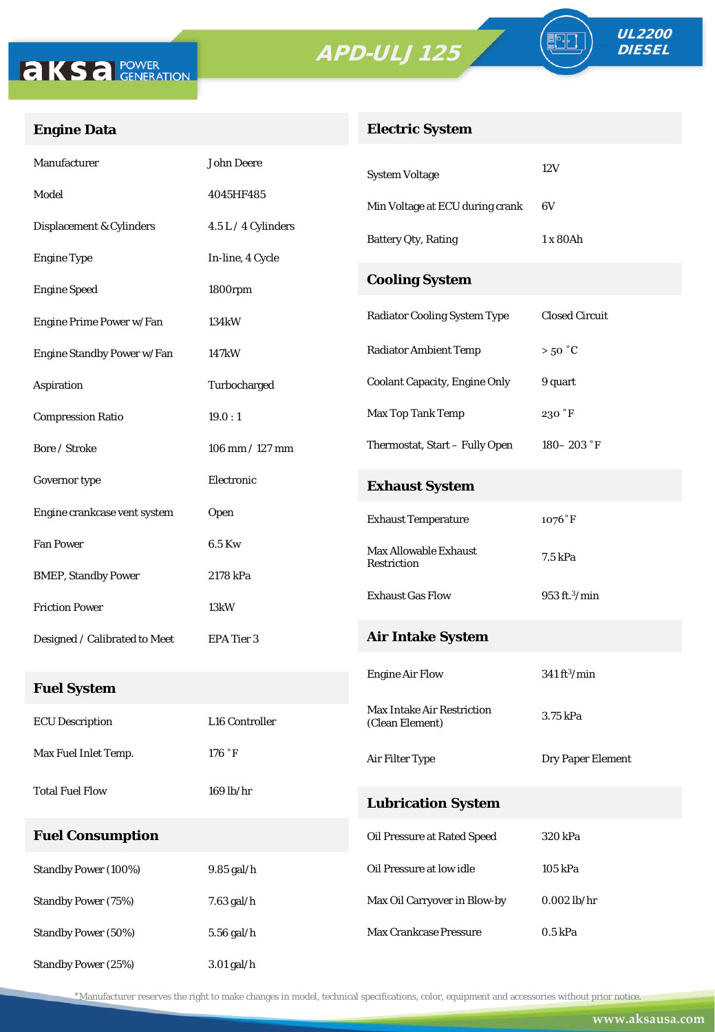APD-ULJ 125

UL2200 DIESEL

## Engine Data

| | |
|---|---|
| Manufacturer | John Deere |
| Model | 4045HF485 |
| Displacement & Cylinders | 4.5 L / 4 Cylinders |
| Engine Type | In-line, 4 Cycle |
| Engine Speed | 1800rpm |
| Engine Prime Power w/ Fan | 134kW |
| Engine Standby Power w/ Fan | 147kW |
| Aspiration | Turbocharged |
| Compression Ratio | 19.0 : 1 |
| Bore / Stroke | 106 mm / 127 mm |
| Governor type | Electronic |
| Engine crankcase vent system | Open |
| Fan Power | 6.5 Kw |
| BMEP, Standby Power | 2178 kPa |
| Friction Power | 13kW |
| Designed / Calibrated to Meet | EPA Tier 3 |

## Fuel System

| | |
|---|---|
| ECU Description | L16 Controller |
| Max Fuel Inlet Temp. | 176 ˚F |
| Total Fuel Flow | 169 lb/hr |

## Fuel Consumption

| | |
|---|---|
| Standby Power (100%) | 9.85 gal/h |
| Standby Power (75%) | 7.63 gal/h |
| Standby Power (50%) | 5.56 gal/h |
| Standby Power (25%) | 3.01 gal/h |

## Electric System

| | |
|---|---|
| System Voltage | 12V |
| Min Voltage at ECU during crank | 6V |
| Battery Qty, Rating | 1 x 80Ah |

## Cooling System

| | |
|---|---|
| Radiator Cooling System Type | Closed Circuit |
| Radiator Ambient Temp | > 50 ˚C |
| Coolant Capacity, Engine Only | 9 quart |
| Max Top Tank Temp | 230 ˚F |
| Thermostat, Start – Fully Open | 180– 203 ˚F |

## Exhaust System

| | |
|---|---|
| Exhaust Temperature | 1076˚F |
| Max Allowable Exhaust Restriction | 7.5 kPa |
| Exhaust Gas Flow | 953 ft.$^3$/min |

## Air Intake System

| | |
|---|---|
| Engine Air Flow | 341 ft$^3$/min |
| Max Intake Air Restriction (Clean Element) | 3.75 kPa |
| Air Filter Type | Dry Paper Element |

## Lubrication System

| | |
|---|---|
| Oil Pressure at Rated Speed | 320 kPa |
| Oil Pressure at low idle | 105 kPa |
| Max Oil Carryover in Blow-by | 0.002 lb/hr |
| Max Crankcase Pressure | 0.5 kPa |

*Manufacturer reserves the right to make changes in model, technical specifications, color, equipment and accessories without prior notice.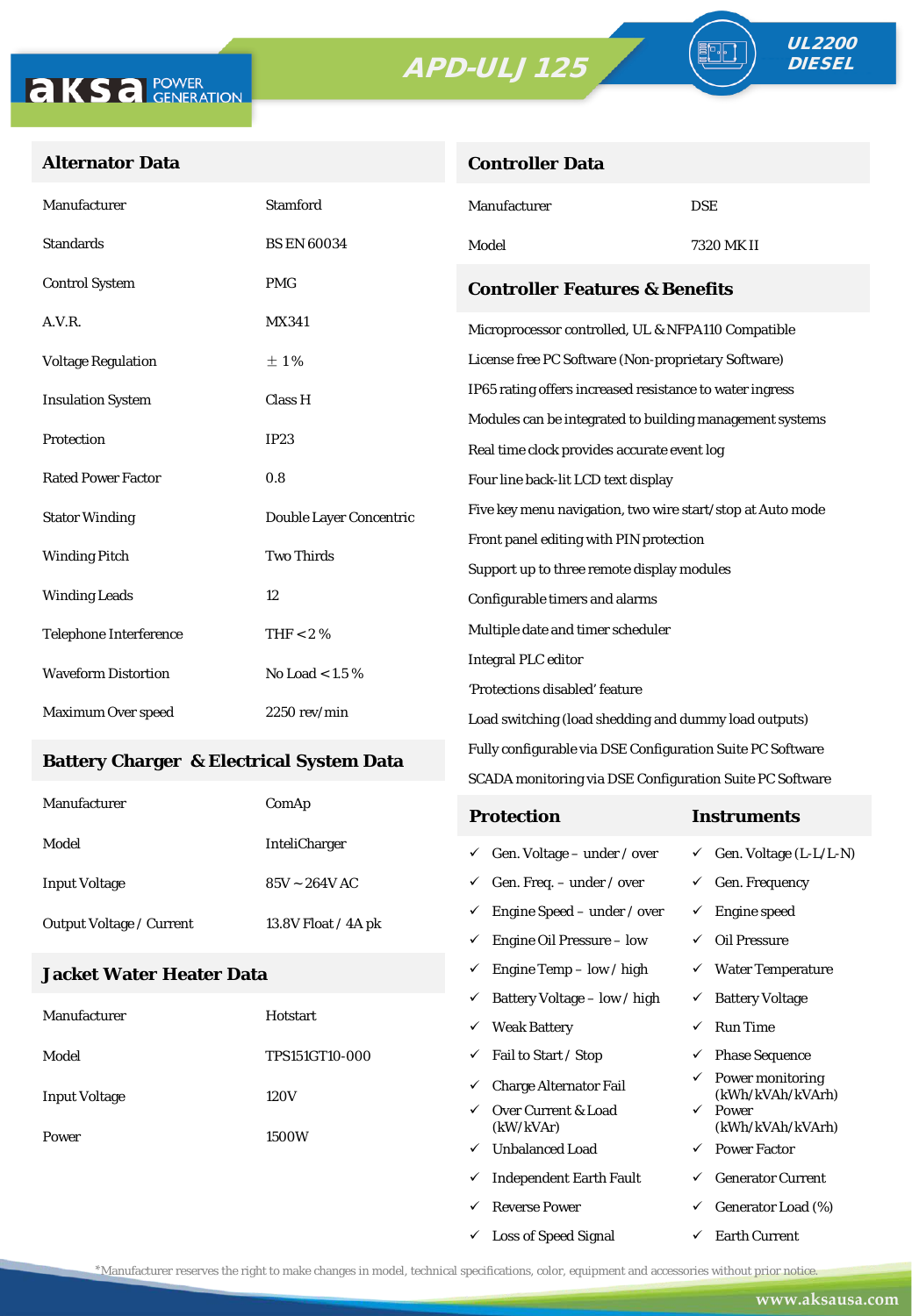# APD-ULJ 125

**UL2200 DIESEL**

## Alternator Data

| | |
|---|---|
| Manufacturer | Stamford |
| Standards | BS EN 60034 |
| Control System | PMG |
| A.V.R. | MX341 |
| Voltage Regulation | ± 1% |
| Insulation System | Class H |
| Protection | IP23 |
| Rated Power Factor | 0.8 |
| Stator Winding | Double Layer Concentric |
| Winding Pitch | Two Thirds |
| Winding Leads | 12 |
| Telephone Interference | THF < 2 % |
| Waveform Distortion | No Load < 1.5 % |
| Maximum Over speed | 2250 rev/min |

## Battery Charger & Electrical System Data

| | |
|---|---|
| Manufacturer | ComAp |
| Model | InteliCharger |
| Input Voltage | 85V ~ 264V AC |
| Output Voltage / Current | 13.8V Float / 4A pk |

## Jacket Water Heater Data

| | |
|---|---|
| Manufacturer | Hotstart |
| Model | TPS151GT10-000 |
| Input Voltage | 120V |
| Power | 1500W |

## Controller Data

| | |
|---|---|
| Manufacturer | DSE |
| Model | 7320 MK II |

## Controller Features & Benefits

- Microprocessor controlled, UL & NFPA110 Compatible
- License free PC Software (Non-proprietary Software)
- IP65 rating offers increased resistance to water ingress
- Modules can be integrated to building management systems
- Real time clock provides accurate event log
- Four line back-lit LCD text display
- Five key menu navigation, two wire start/stop at Auto mode
- Front panel editing with PIN protection
- Support up to three remote display modules
- Configurable timers and alarms
- Multiple date and timer scheduler
- Integral PLC editor
- 'Protections disabled' feature
- Load switching (load shedding and dummy load outputs)
- Fully configurable via DSE Configuration Suite PC Software
- SCADA monitoring via DSE Configuration Suite PC Software

| Protection | Instruments |
|---|---|
| ✓ Gen. Voltage – under / over | ✓ Gen. Voltage (L-L/L-N) |
| ✓ Gen. Freq. – under / over | ✓ Gen. Frequency |
| ✓ Engine Speed – under / over | ✓ Engine speed |
| ✓ Engine Oil Pressure – low | ✓ Oil Pressure |
| ✓ Engine Temp – low / high | ✓ Water Temperature |
| ✓ Battery Voltage – low / high | ✓ Battery Voltage |
| ✓ Weak Battery | ✓ Run Time |
| ✓ Fail to Start / Stop | ✓ Phase Sequence |
| ✓ Charge Alternator Fail | ✓ Power monitoring (kWh/kVAh/kVArh) |
| ✓ Over Current & Load (kW/kVAr) | ✓ Power (kWh/kVAh/kVArh) |
| ✓ Unbalanced Load | ✓ Power Factor |
| ✓ Independent Earth Fault | ✓ Generator Current |
| ✓ Reverse Power | ✓ Generator Load (%) |
| ✓ Loss of Speed Signal | ✓ Earth Current |

*Manufacturer reserves the right to make changes in model, technical specifications, color, equipment and accessories without prior notice.

www.aksausa.com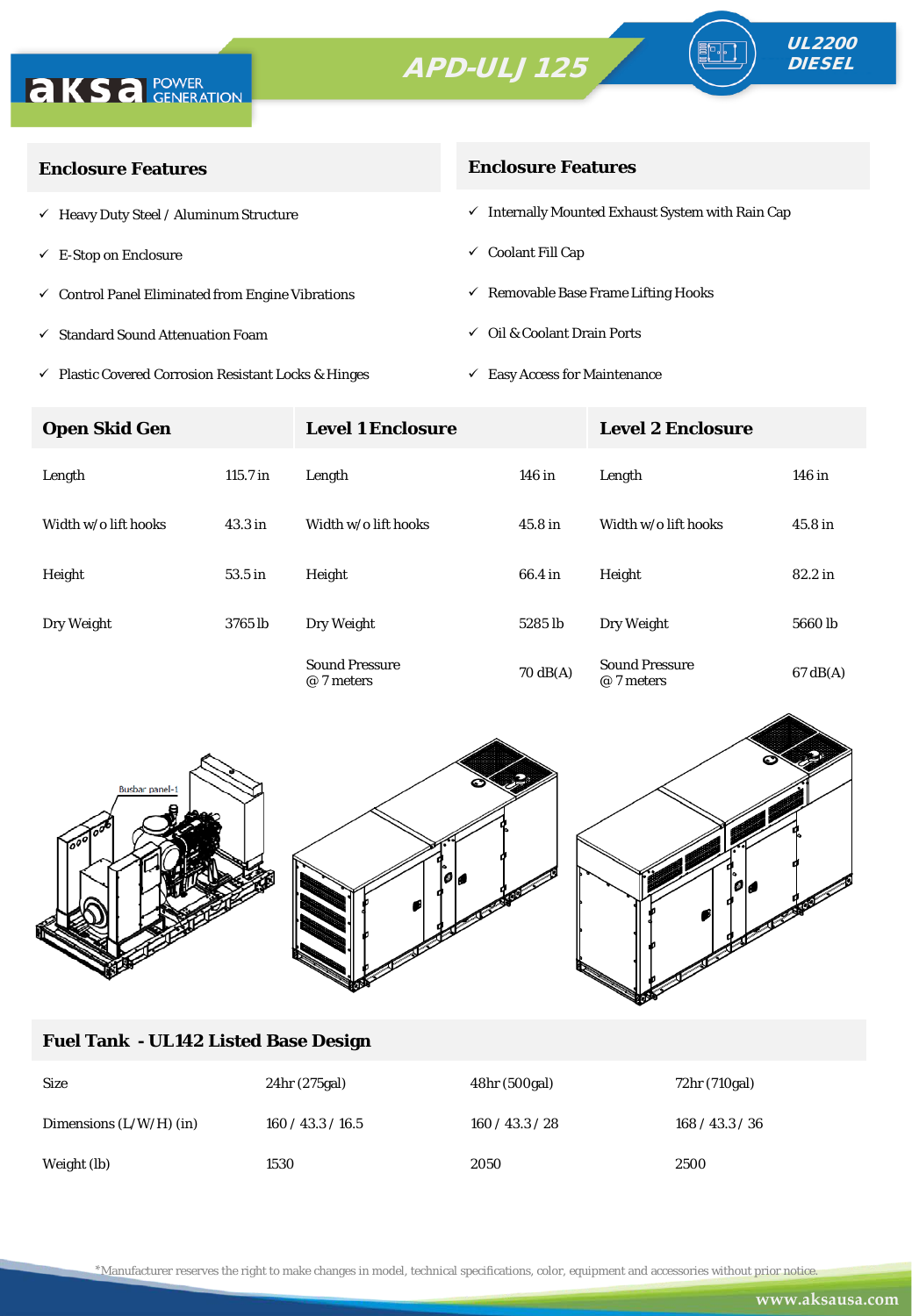# APD-ULJ 125

**UL2200 DIESEL**

## Enclosure Features

- ✓ Heavy Duty Steel / Aluminum Structure
- ✓ E-Stop on Enclosure
- ✓ Control Panel Eliminated from Engine Vibrations
- ✓ Standard Sound Attenuation Foam
- ✓ Plastic Covered Corrosion Resistant Locks & Hinges

## Enclosure Features

- ✓ Internally Mounted Exhaust System with Rain Cap
- ✓ Coolant Fill Cap
- ✓ Removable Base Frame Lifting Hooks
- ✓ Oil & Coolant Drain Ports
- ✓ Easy Access for Maintenance

| Open Skid Gen | | Level 1 Enclosure | | Level 2 Enclosure | |
|---|---|---|---|---|---|
| Length | 115.7 in | Length | 146 in | Length | 146 in |
| Width w/o lift hooks | 43.3 in | Width w/o lift hooks | 45.8 in | Width w/o lift hooks | 45.8 in |
| Height | 53.5 in | Height | 66.4 in | Height | 82.2 in |
| Dry Weight | 3765 lb | Dry Weight | 5285 lb | Dry Weight | 5660 lb |
| | | Sound Pressure @ 7 meters | 70 dB(A) | Sound Pressure @ 7 meters | 67 dB(A) |

## Fuel Tank - UL142 Listed Base Design

| Size | 24hr (275gal) | 48hr (500gal) | 72hr (710gal) |
|---|---|---|---|
| Dimensions (L/W/H) (in) | 160 / 43.3 / 16.5 | 160 / 43.3 / 28 | 168 / 43.3 / 36 |
| Weight (lb) | 1530 | 2050 | 2500 |

*Manufacturer reserves the right to make changes in model, technical specifications, color, equipment and accessories without prior notice.

www.aksausa.com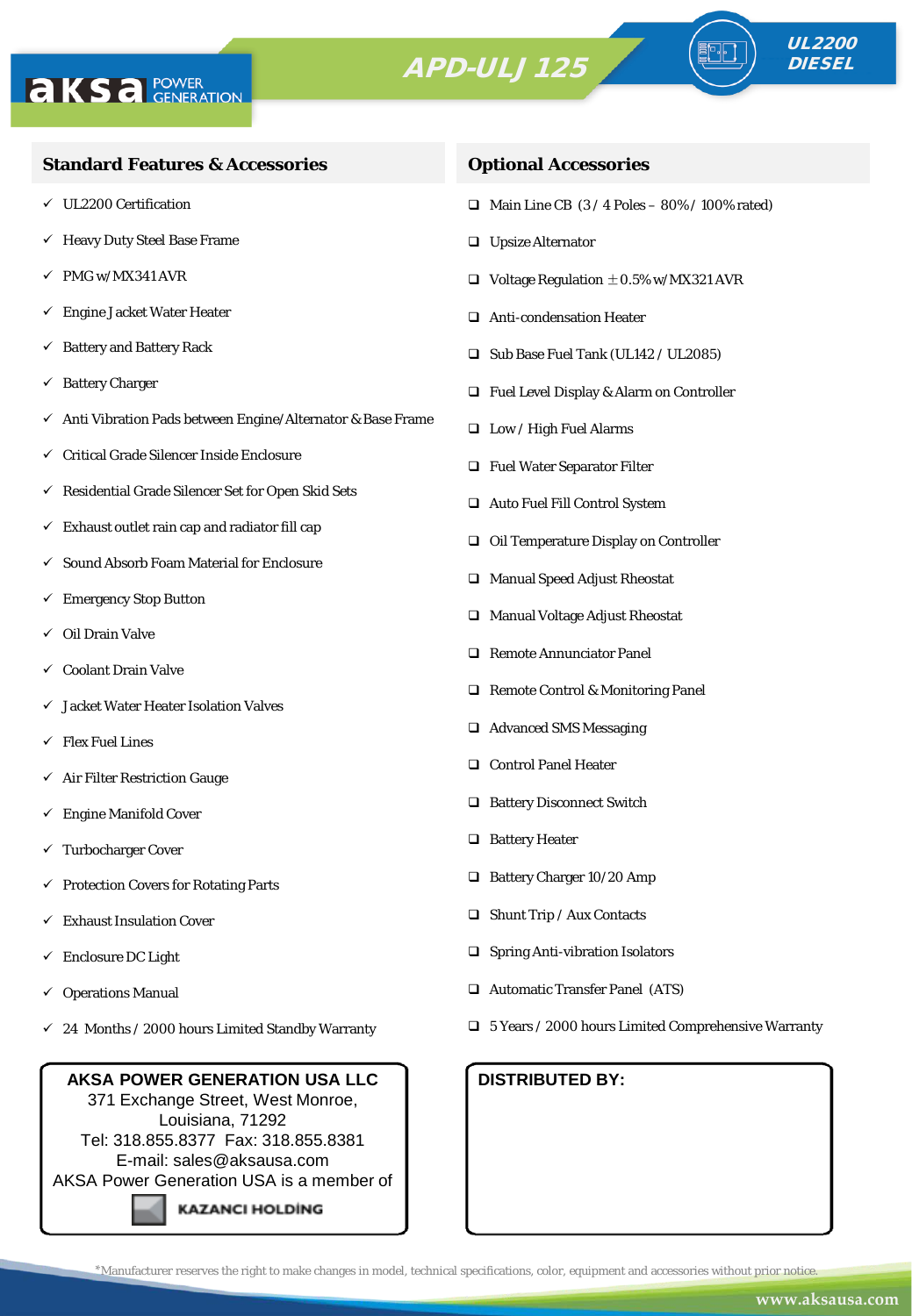aksa POWER GENERATION

**APD-ULJ 125**

**UL2200 DIESEL**

## Standard Features & Accessories

- ✓ UL2200 Certification
- ✓ Heavy Duty Steel Base Frame
- ✓ PMG w/ MX341 AVR
- ✓ Engine Jacket Water Heater
- ✓ Battery and Battery Rack
- ✓ Battery Charger
- ✓ Anti Vibration Pads between Engine/Alternator & Base Frame
- ✓ Critical Grade Silencer Inside Enclosure
- ✓ Residential Grade Silencer Set for Open Skid Sets
- ✓ Exhaust outlet rain cap and radiator fill cap
- ✓ Sound Absorb Foam Material for Enclosure
- ✓ Emergency Stop Button
- ✓ Oil Drain Valve
- ✓ Coolant Drain Valve
- ✓ Jacket Water Heater Isolation Valves
- ✓ Flex Fuel Lines
- ✓ Air Filter Restriction Gauge
- ✓ Engine Manifold Cover
- ✓ Turbocharger Cover
- ✓ Protection Covers for Rotating Parts
- ✓ Exhaust Insulation Cover
- ✓ Enclosure DC Light
- ✓ Operations Manual
- ✓ 24 Months / 2000 hours Limited Standby Warranty

## Optional Accessories

- ❑ Main Line CB (3 / 4 Poles – 80% / 100% rated)
- ❑ Upsize Alternator
- ❑ Voltage Regulation ±0.5% w/ MX321 AVR
- ❑ Anti-condensation Heater
- ❑ Sub Base Fuel Tank (UL142 / UL2085)
- ❑ Fuel Level Display & Alarm on Controller
- ❑ Low / High Fuel Alarms
- ❑ Fuel Water Separator Filter
- ❑ Auto Fuel Fill Control System
- ❑ Oil Temperature Display on Controller
- ❑ Manual Speed Adjust Rheostat
- ❑ Manual Voltage Adjust Rheostat
- ❑ Remote Annunciator Panel
- ❑ Remote Control & Monitoring Panel
- ❑ Advanced SMS Messaging
- ❑ Control Panel Heater
- ❑ Battery Disconnect Switch
- ❑ Battery Heater
- ❑ Battery Charger 10/20 Amp
- ❑ Shunt Trip / Aux Contacts
- ❑ Spring Anti-vibration Isolators
- ❑ Automatic Transfer Panel (ATS)
- ❑ 5 Years / 2000 hours Limited Comprehensive Warranty

**AKSA POWER GENERATION USA LLC**
371 Exchange Street, West Monroe,
Louisiana, 71292
Tel: 318.855.8377 Fax: 318.855.8381
E-mail: sales@aksausa.com
AKSA Power Generation USA is a member of
KAZANCI HOLDİNG

**DISTRIBUTED BY:**

*Manufacturer reserves the right to make changes in model, technical specifications, color, equipment and accessories without prior notice.

www.aksausa.com